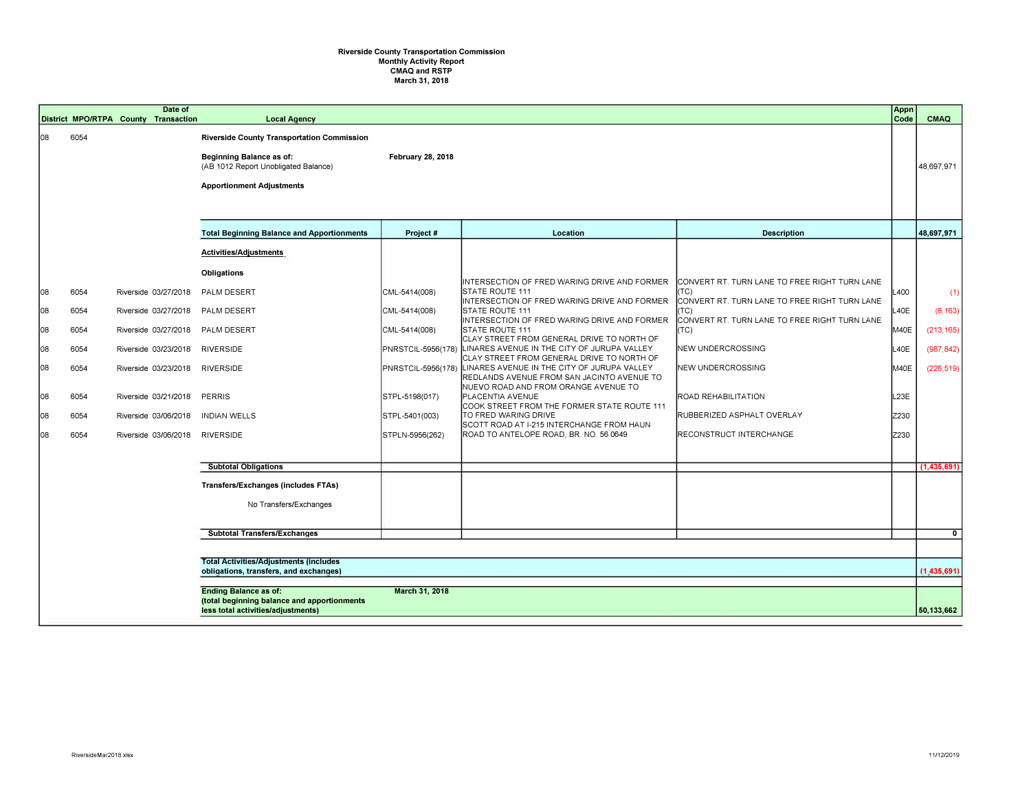**Riverside County Transportation Commission**
**Monthly Activity Report**
**CMAQ and RSTP**
**March 31, 2018**

| District | MPO/RTPA | County | Date of Transaction | Local Agency | Project # | Location | Description | Appn Code | CMAQ |
|---|---|---|---|---|---|---|---|---|---|
| 08 | 6054 | | | **Riverside County Transportation Commission** | | | | | |
| | | | | **Beginning Balance as of:** (AB 1012 Report Unobligated Balance) | **February 28, 2018** | | | | 48,697,971 |
| | | | | **Apportionment Adjustments** | | | | | |
| | | | | **Total Beginning Balance and Apportionments** | | | | | **48,697,971** |
| | | | | **Activities/Adjustments** | | | | | |
| | | | | **Obligations** | | | | | |
| 08 | 6054 | Riverside | 03/27/2018 | PALM DESERT | CML-5414(008) | INTERSECTION OF FRED WARING DRIVE AND FORMER STATE ROUTE 111 | CONVERT RT. TURN LANE TO FREE RIGHT TURN LANE (TC) | L400 | (1) |
| 08 | 6054 | Riverside | 03/27/2018 | PALM DESERT | CML-5414(008) | INTERSECTION OF FRED WARING DRIVE AND FORMER STATE ROUTE 111 | CONVERT RT. TURN LANE TO FREE RIGHT TURN LANE (TC) | L40E | (8,163) |
| 08 | 6054 | Riverside | 03/27/2018 | PALM DESERT | CML-5414(008) | INTERSECTION OF FRED WARING DRIVE AND FORMER STATE ROUTE 111 | CONVERT RT. TURN LANE TO FREE RIGHT TURN LANE (TC) | M40E | (213,165) |
| 08 | 6054 | Riverside | 03/23/2018 | RIVERSIDE | PNRSTCIL-5956(178) | CLAY STREET FROM GENERAL DRIVE TO NORTH OF LINARES AVENUE IN THE CITY OF JURUPA VALLEY | NEW UNDERCROSSING | L40E | (987,842) |
| 08 | 6054 | Riverside | 03/23/2018 | RIVERSIDE | PNRSTCIL-5956(178) | CLAY STREET FROM GENERAL DRIVE TO NORTH OF LINARES AVENUE IN THE CITY OF JURUPA VALLEY | NEW UNDERCROSSING | M40E | (226,519) |
| 08 | 6054 | Riverside | 03/21/2018 | PERRIS | STPL-5198(017) | REDLANDS AVENUE FROM SAN JACINTO AVENUE TO NUEVO ROAD AND FROM ORANGE AVENUE TO PLACENTIA AVENUE | ROAD REHABILITATION | L23E | |
| 08 | 6054 | Riverside | 03/06/2018 | INDIAN WELLS | STPL-5401(003) | COOK STREET FROM THE FORMER STATE ROUTE 111 TO FRED WARING DRIVE | RUBBERIZED ASPHALT OVERLAY | Z230 | |
| 08 | 6054 | Riverside | 03/06/2018 | RIVERSIDE | STPLN-5956(262) | SCOTT ROAD AT I-215 INTERCHANGE FROM HAUN ROAD TO ANTELOPE ROAD, BR. NO. 56 0649 | RECONSTRUCT INTERCHANGE | Z230 | |
| | | | | **Subtotal Obligations** | | | | | **(1,435,691)** |
| | | | | **Transfers/Exchanges (includes FTAs)** | | | | | |
| | | | | No Transfers/Exchanges | | | | | |
| | | | | **Subtotal Transfers/Exchanges** | | | | | **0** |
| | | | | **Total Activities/Adjustments (includes obligations, transfers, and exchanges)** | | | | | **(1,435,691)** |
| | | | | **Ending Balance as of: (total beginning balance and apportionments less total activities/adjustments)** | **March 31, 2018** | | | | **50,133,662** |

RiversideMar2018.xlsx 11/12/2019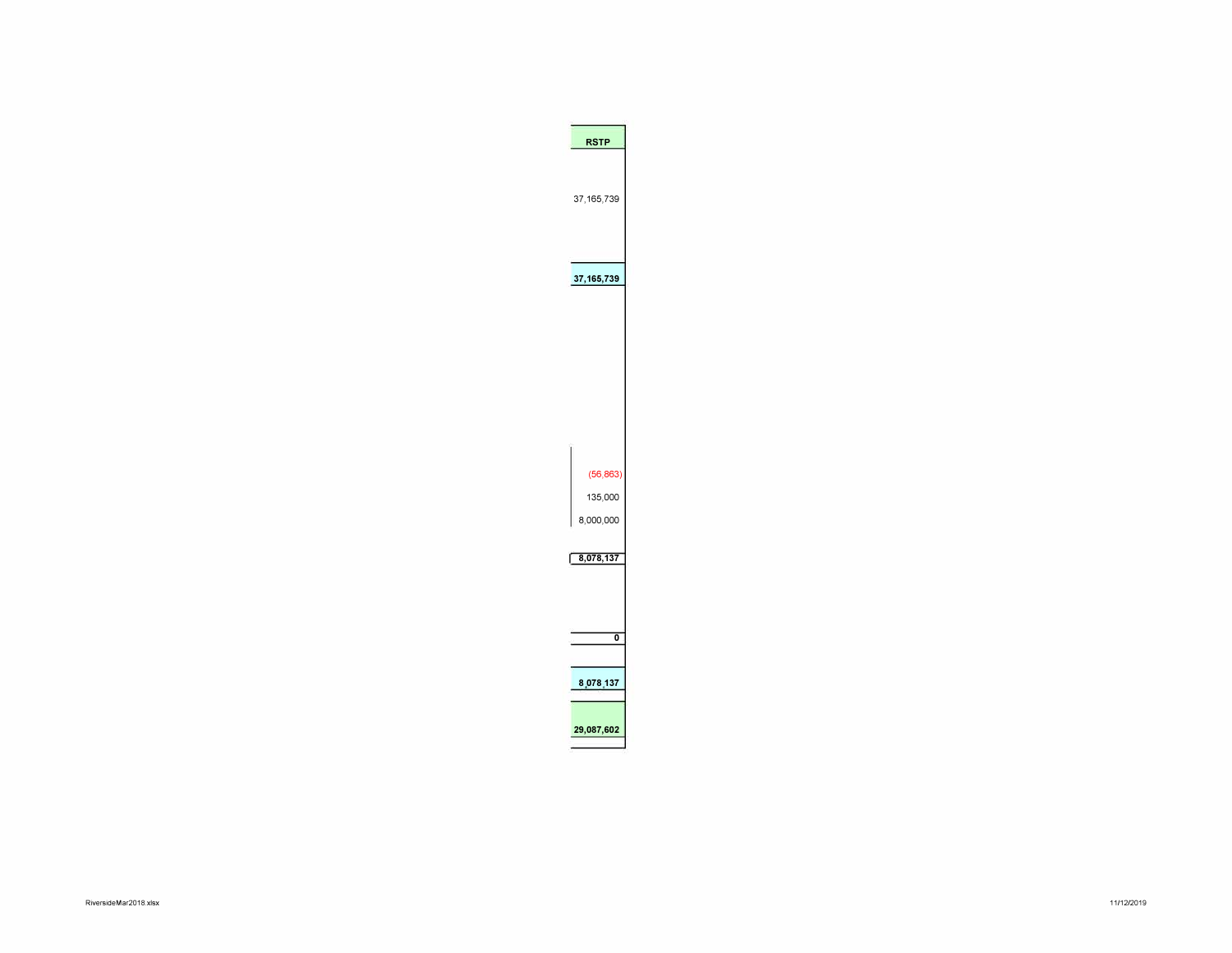| RSTP |
| --- |
| 37,165,739 |
| **37,165,739** |
| (56,863) |
| 135,000 |
| 8,000,000 |
| **8,078,137** |
| **0** |
| **8,078,137** |
| **29,087,602** |

RiversideMar2018.xlsx

11/12/2019